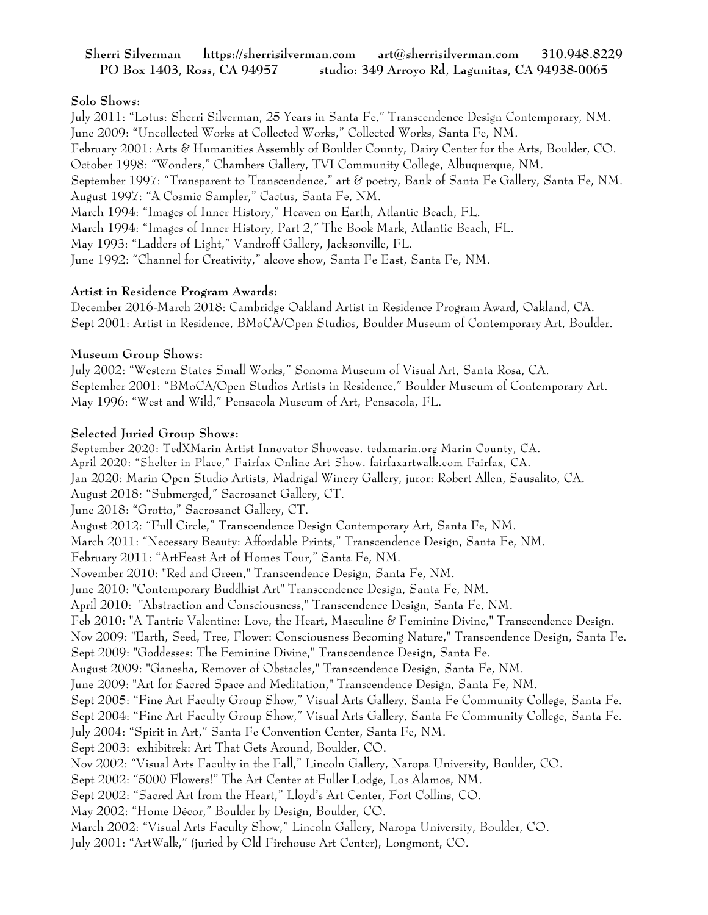**Sherri Silverman https://sherrisilverman.com art@sherrisilverman.com 310.948.8229**
**PO Box 1403, Ross, CA 94957 studio: 349 Arroyo Rd, Lagunitas, CA 94938-0065**

**Solo Shows:**

July 2011: "Lotus: Sherri Silverman, 25 Years in Santa Fe," Transcendence Design Contemporary, NM.
June 2009: "Uncollected Works at Collected Works," Collected Works, Santa Fe, NM.
February 2001: Arts & Humanities Assembly of Boulder County, Dairy Center for the Arts, Boulder, CO.
October 1998: "Wonders," Chambers Gallery, TVI Community College, Albuquerque, NM.
September 1997: "Transparent to Transcendence," art & poetry, Bank of Santa Fe Gallery, Santa Fe, NM.
August 1997: "A Cosmic Sampler," Cactus, Santa Fe, NM.
March 1994: "Images of Inner History," Heaven on Earth, Atlantic Beach, FL.
March 1994: "Images of Inner History, Part 2," The Book Mark, Atlantic Beach, FL.
May 1993: "Ladders of Light," Vandroff Gallery, Jacksonville, FL.
June 1992: "Channel for Creativity," alcove show, Santa Fe East, Santa Fe, NM.

**Artist in Residence Program Awards:**

December 2016-March 2018: Cambridge Oakland Artist in Residence Program Award, Oakland, CA.
Sept 2001: Artist in Residence, BMoCA/Open Studios, Boulder Museum of Contemporary Art, Boulder.

**Museum Group Shows:**

July 2002: "Western States Small Works," Sonoma Museum of Visual Art, Santa Rosa, CA.
September 2001: "BMoCA/Open Studios Artists in Residence," Boulder Museum of Contemporary Art.
May 1996: "West and Wild," Pensacola Museum of Art, Pensacola, FL.

**Selected Juried Group Shows:**

September 2020: TedXMarin Artist Innovator Showcase. tedxmarin.org Marin County, CA.
April 2020: "Shelter in Place," Fairfax Online Art Show. fairfaxartwalk.com Fairfax, CA.
Jan 2020: Marin Open Studio Artists, Madrigal Winery Gallery, juror: Robert Allen, Sausalito, CA.
August 2018: "Submerged," Sacrosanct Gallery, CT.
June 2018: "Grotto," Sacrosanct Gallery, CT.
August 2012: "Full Circle," Transcendence Design Contemporary Art, Santa Fe, NM.
March 2011: "Necessary Beauty: Affordable Prints," Transcendence Design, Santa Fe, NM.
February 2011: "ArtFeast Art of Homes Tour," Santa Fe, NM.
November 2010: "Red and Green," Transcendence Design, Santa Fe, NM.
June 2010: "Contemporary Buddhist Art" Transcendence Design, Santa Fe, NM.
April 2010: "Abstraction and Consciousness," Transcendence Design, Santa Fe, NM.
Feb 2010: "A Tantric Valentine: Love, the Heart, Masculine & Feminine Divine," Transcendence Design.
Nov 2009: "Earth, Seed, Tree, Flower: Consciousness Becoming Nature," Transcendence Design, Santa Fe.
Sept 2009: "Goddesses: The Feminine Divine," Transcendence Design, Santa Fe.
August 2009: "Ganesha, Remover of Obstacles," Transcendence Design, Santa Fe, NM.
June 2009: "Art for Sacred Space and Meditation," Transcendence Design, Santa Fe, NM.
Sept 2005: "Fine Art Faculty Group Show," Visual Arts Gallery, Santa Fe Community College, Santa Fe.
Sept 2004: "Fine Art Faculty Group Show," Visual Arts Gallery, Santa Fe Community College, Santa Fe.
July 2004: "Spirit in Art," Santa Fe Convention Center, Santa Fe, NM.
Sept 2003: exhibitrek: Art That Gets Around, Boulder, CO.
Nov 2002: "Visual Arts Faculty in the Fall," Lincoln Gallery, Naropa University, Boulder, CO.
Sept 2002: "5000 Flowers!" The Art Center at Fuller Lodge, Los Alamos, NM.
Sept 2002: "Sacred Art from the Heart," Lloyd's Art Center, Fort Collins, CO.
May 2002: "Home Décor," Boulder by Design, Boulder, CO.
March 2002: "Visual Arts Faculty Show," Lincoln Gallery, Naropa University, Boulder, CO.
July 2001: "ArtWalk," (juried by Old Firehouse Art Center), Longmont, CO.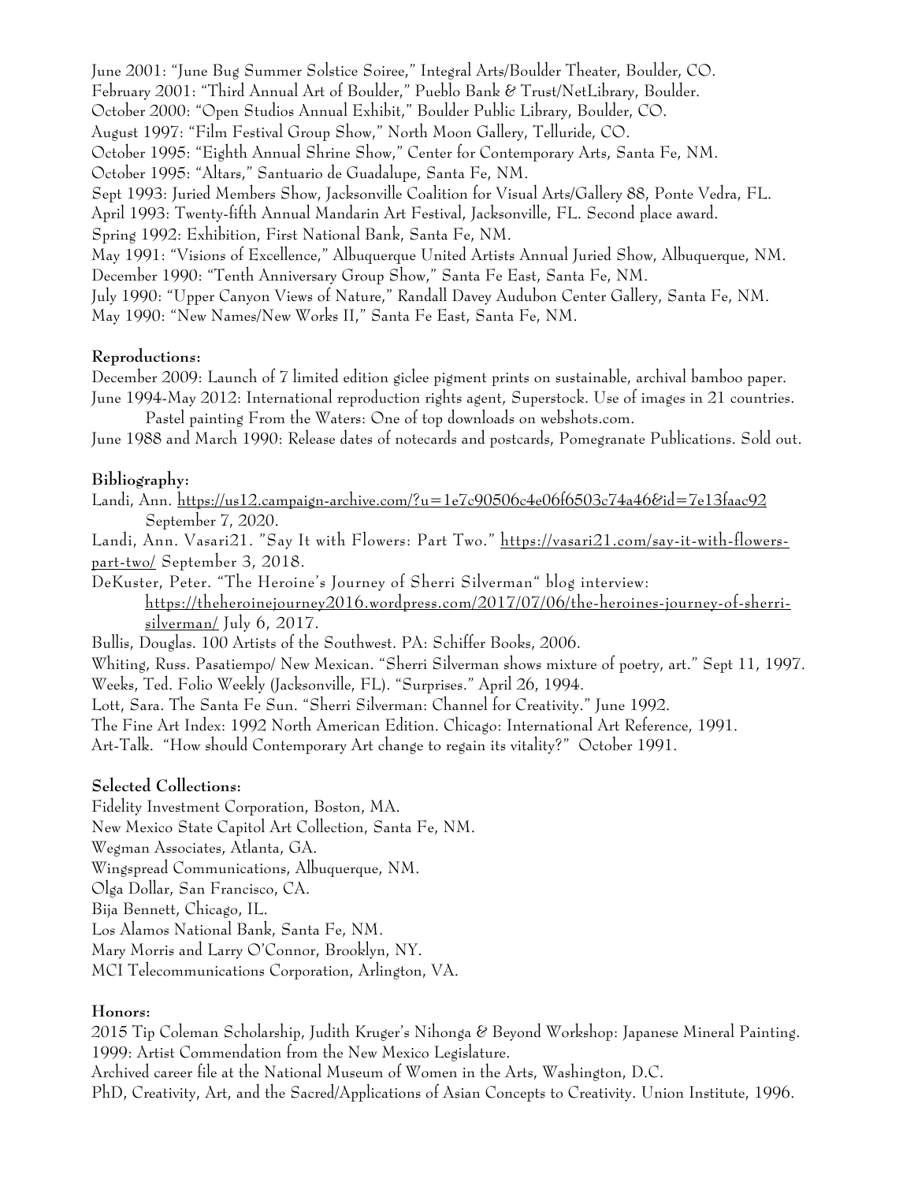June 2001: "June Bug Summer Solstice Soiree," Integral Arts/Boulder Theater, Boulder, CO.
February 2001: "Third Annual Art of Boulder," Pueblo Bank & Trust/NetLibrary, Boulder.
October 2000: "Open Studios Annual Exhibit," Boulder Public Library, Boulder, CO.
August 1997: "Film Festival Group Show," North Moon Gallery, Telluride, CO.
October 1995: "Eighth Annual Shrine Show," Center for Contemporary Arts, Santa Fe, NM.
October 1995: "Altars," Santuario de Guadalupe, Santa Fe, NM.
Sept 1993: Juried Members Show, Jacksonville Coalition for Visual Arts/Gallery 88, Ponte Vedra, FL.
April 1993: Twenty-fifth Annual Mandarin Art Festival, Jacksonville, FL. Second place award.
Spring 1992: Exhibition, First National Bank, Santa Fe, NM.
May 1991: "Visions of Excellence," Albuquerque United Artists Annual Juried Show, Albuquerque, NM.
December 1990: "Tenth Anniversary Group Show," Santa Fe East, Santa Fe, NM.
July 1990: "Upper Canyon Views of Nature," Randall Davey Audubon Center Gallery, Santa Fe, NM.
May 1990: "New Names/New Works II," Santa Fe East, Santa Fe, NM.

**Reproductions:**

December 2009: Launch of 7 limited edition giclee pigment prints on sustainable, archival bamboo paper.
June 1994-May 2012: International reproduction rights agent, Superstock. Use of images in 21 countries.
Pastel painting From the Waters: One of top downloads on webshots.com.
June 1988 and March 1990: Release dates of notecards and postcards, Pomegranate Publications. Sold out.

**Bibliography:**

Landi, Ann. https://us12.campaign-archive.com/?u=1e7c90506c4e06f6503c74a46&id=7e13faac92 September 7, 2020.
Landi, Ann. Vasari21. "Say It with Flowers: Part Two." https://vasari21.com/say-it-with-flowers-part-two/ September 3, 2018.
DeKuster, Peter. "The Heroine's Journey of Sherri Silverman" blog interview: https://theheroinejourney2016.wordpress.com/2017/07/06/the-heroines-journey-of-sherri-silverman/ July 6, 2017.
Bullis, Douglas. 100 Artists of the Southwest. PA: Schiffer Books, 2006.
Whiting, Russ. Pasatiempo/ New Mexican. "Sherri Silverman shows mixture of poetry, art." Sept 11, 1997.
Weeks, Ted. Folio Weekly (Jacksonville, FL). "Surprises." April 26, 1994.
Lott, Sara. The Santa Fe Sun. "Sherri Silverman: Channel for Creativity." June 1992.
The Fine Art Index: 1992 North American Edition. Chicago: International Art Reference, 1991.
Art-Talk. "How should Contemporary Art change to regain its vitality?" October 1991.

**Selected Collections:**

Fidelity Investment Corporation, Boston, MA.
New Mexico State Capitol Art Collection, Santa Fe, NM.
Wegman Associates, Atlanta, GA.
Wingspread Communications, Albuquerque, NM.
Olga Dollar, San Francisco, CA.
Bija Bennett, Chicago, IL.
Los Alamos National Bank, Santa Fe, NM.
Mary Morris and Larry O'Connor, Brooklyn, NY.
MCI Telecommunications Corporation, Arlington, VA.

**Honors:**

2015 Tip Coleman Scholarship, Judith Kruger's Nihonga & Beyond Workshop: Japanese Mineral Painting.
1999: Artist Commendation from the New Mexico Legislature.
Archived career file at the National Museum of Women in the Arts, Washington, D.C.
PhD, Creativity, Art, and the Sacred/Applications of Asian Concepts to Creativity. Union Institute, 1996.